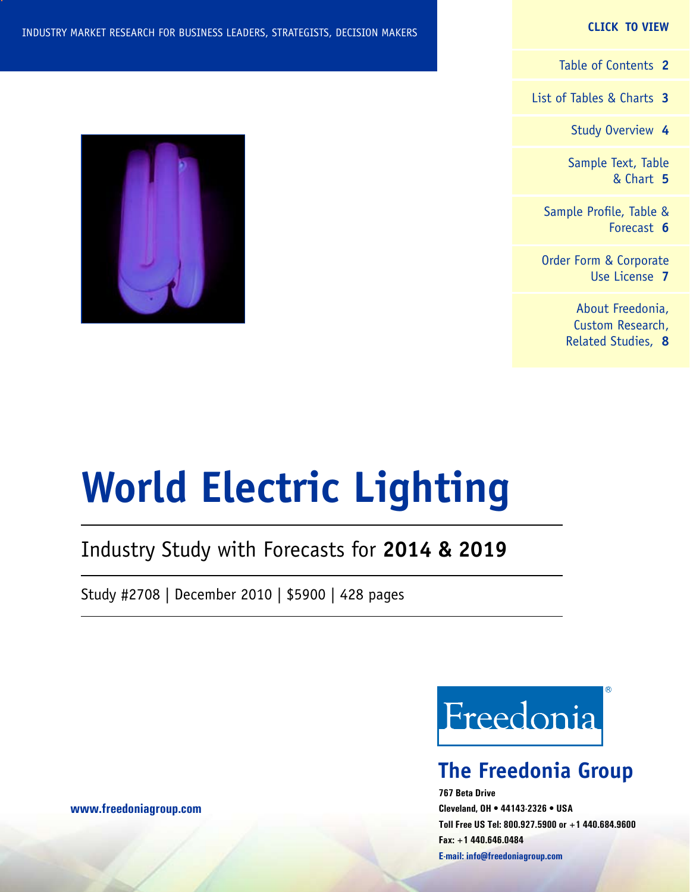INDUSTRY MARKET RESEARCH FOR BUSINESS LEADERS, STRATEGISTS, DECISION MAKERS

**CLICK TO VIEW**

- Table of Contents **2**
- List of Tables & Charts **3**
- Study Overview **4**
- Sample Text, Table & Chart **5**
- Sample Profile, Table & Forecast **6**
- Order Form & Corporate Use License **7**
- About Freedonia, Custom Research, Related Studies, **8**

# World Electric Lighting

## Industry Study with Forecasts for **2014 & 2019**

Study #2708 | December 2010 | $5900 | 428 pages

Freedonia®

**The Freedonia Group**

**767 Beta Drive**
**Cleveland, OH • 44143-2326 • USA**
**Toll Free US Tel: 800.927.5900 or +1 440.684.9600**
**Fax: +1 440.646.0484**
**E-mail: info@freedoniagroup.com**

**www.freedoniagroup.com**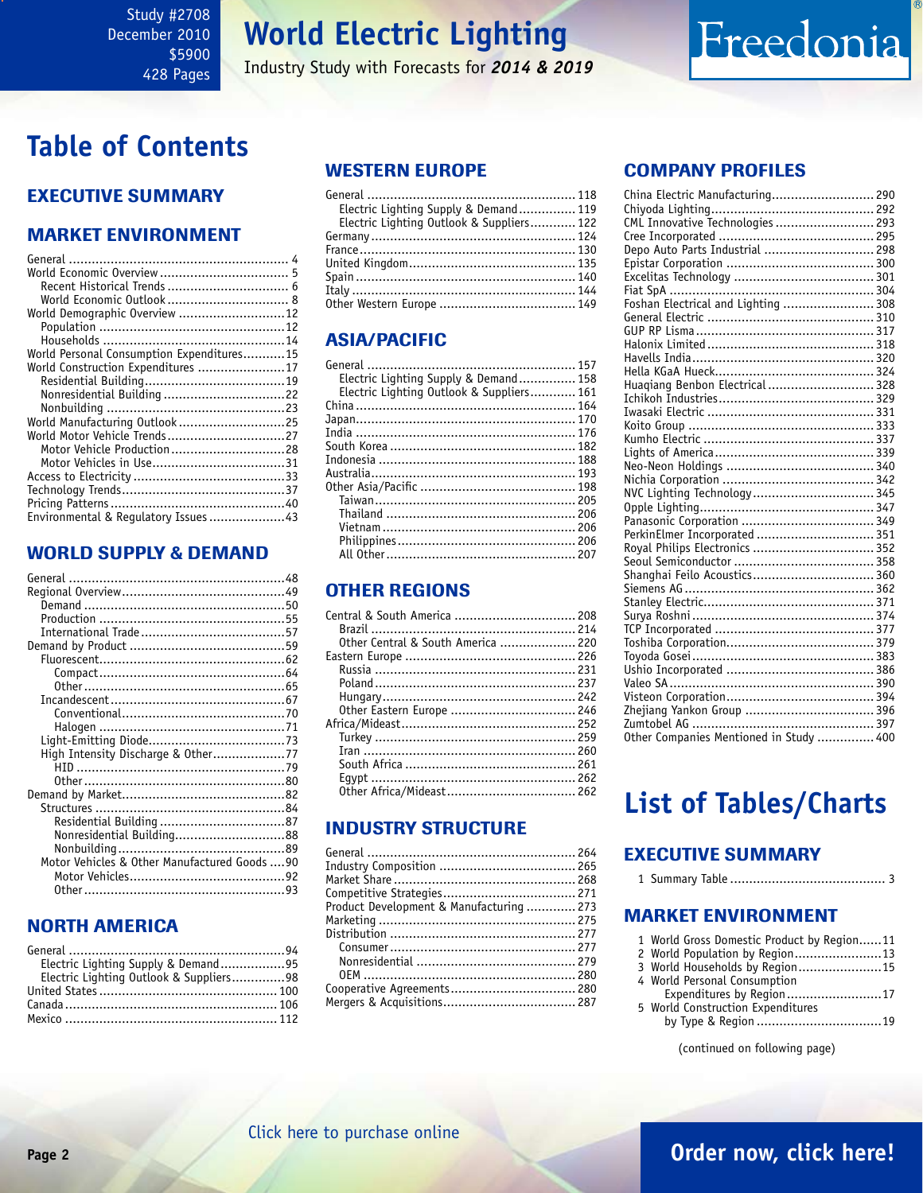Study #2708
December 2010
$5900
428 Pages

# World Electric Lighting

Industry Study with Forecasts for ***2014 & 2019***

Freedonia

# Table of Contents

## EXECUTIVE SUMMARY

## MARKET ENVIRONMENT

General .......... 4
World Economic Overview .......... 5
  Recent Historical Trends .......... 6
  World Economic Outlook .......... 8
World Demographic Overview .......... 12
  Population .......... 12
  Households .......... 14
World Personal Consumption Expenditures .......... 15
World Construction Expenditures .......... 17
  Residential Building .......... 19
  Nonresidential Building .......... 22
  Nonbuilding .......... 23
World Manufacturing Outlook .......... 25
World Motor Vehicle Trends .......... 27
  Motor Vehicle Production .......... 28
  Motor Vehicles in Use .......... 31
Access to Electricity .......... 33
Technology Trends .......... 37
Pricing Patterns .......... 40
Environmental & Regulatory Issues .......... 43

## WORLD SUPPLY & DEMAND

General .......... 48
Regional Overview .......... 49
  Demand .......... 50
  Production .......... 55
  International Trade .......... 57
Demand by Product .......... 59
  Fluorescent .......... 62
    Compact .......... 64
    Other .......... 65
  Incandescent .......... 67
    Conventional .......... 70
    Halogen .......... 71
  Light-Emitting Diode .......... 73
  High Intensity Discharge & Other .......... 77
    HID .......... 79
    Other .......... 80
Demand by Market .......... 82
  Structures .......... 84
    Residential Building .......... 87
    Nonresidential Building .......... 88
    Nonbuilding .......... 89
  Motor Vehicles & Other Manufactured Goods .......... 90
    Motor Vehicles .......... 92
    Other .......... 93

## NORTH AMERICA

General .......... 94
  Electric Lighting Supply & Demand .......... 95
  Electric Lighting Outlook & Suppliers .......... 98
United States .......... 100
Canada .......... 106
Mexico .......... 112

## WESTERN EUROPE

General .......... 118
  Electric Lighting Supply & Demand .......... 119
  Electric Lighting Outlook & Suppliers .......... 122
Germany .......... 124
France .......... 130
United Kingdom .......... 135
Spain .......... 140
Italy .......... 144
Other Western Europe .......... 149

## ASIA/PACIFIC

General .......... 157
  Electric Lighting Supply & Demand .......... 158
  Electric Lighting Outlook & Suppliers .......... 161
China .......... 164
Japan .......... 170
India .......... 176
South Korea .......... 182
Indonesia .......... 188
Australia .......... 193
Other Asia/Pacific .......... 198
  Taiwan .......... 205
  Thailand .......... 206
  Vietnam .......... 206
  Philippines .......... 206
  All Other .......... 207

## OTHER REGIONS

Central & South America .......... 208
  Brazil .......... 214
  Other Central & South America .......... 220
Eastern Europe .......... 226
  Russia .......... 231
  Poland .......... 237
  Hungary .......... 242
  Other Eastern Europe .......... 246
Africa/Mideast .......... 252
  Turkey .......... 259
  Iran .......... 260
  South Africa .......... 261
  Egypt .......... 262
  Other Africa/Mideast .......... 262

## INDUSTRY STRUCTURE

General .......... 264
Industry Composition .......... 265
Market Share .......... 268
Competitive Strategies .......... 271
Product Development & Manufacturing .......... 273
Marketing .......... 275
Distribution .......... 277
  Consumer .......... 277
  Nonresidential .......... 279
  OEM .......... 280
Cooperative Agreements .......... 280
Mergers & Acquisitions .......... 287

## COMPANY PROFILES

China Electric Manufacturing .......... 290
Chiyoda Lighting .......... 292
CML Innovative Technologies .......... 293
Cree Incorporated .......... 295
Depo Auto Parts Industrial .......... 298
Epistar Corporation .......... 300
Excelitas Technology .......... 301
Fiat SpA .......... 304
Foshan Electrical and Lighting .......... 308
General Electric .......... 310
GUP RP Lisma .......... 317
Halonix Limited .......... 318
Havells India .......... 320
Hella KGaA Hueck .......... 324
Huaqiang Benbon Electrical .......... 328
Ichikoh Industries .......... 329
Iwasaki Electric .......... 331
Koito Group .......... 333
Kumho Electric .......... 337
Lights of America .......... 339
Neo-Neon Holdings .......... 340
Nichia Corporation .......... 342
NVC Lighting Technology .......... 345
Opple Lighting .......... 347
Panasonic Corporation .......... 349
PerkinElmer Incorporated .......... 351
Royal Philips Electronics .......... 352
Seoul Semiconductor .......... 358
Shanghai Feilo Acoustics .......... 360
Siemens AG .......... 362
Stanley Electric .......... 371
Surya Roshni .......... 374
TCP Incorporated .......... 377
Toshiba Corporation .......... 379
Toyoda Gosei .......... 383
Ushio Incorporated .......... 386
Valeo SA .......... 390
Visteon Corporation .......... 394
Zhejiang Yankon Group .......... 396
Zumtobel AG .......... 397
Other Companies Mentioned in Study .......... 400

# List of Tables/Charts

## EXECUTIVE SUMMARY

1 Summary Table .......... 3

## MARKET ENVIRONMENT

1 World Gross Domestic Product by Region .......... 11
2 World Population by Region .......... 13
3 World Households by Region .......... 15
4 World Personal Consumption Expenditures by Region .......... 17
5 World Construction Expenditures by Type & Region .......... 19

(continued on following page)

Click here to purchase online

Order now, click here!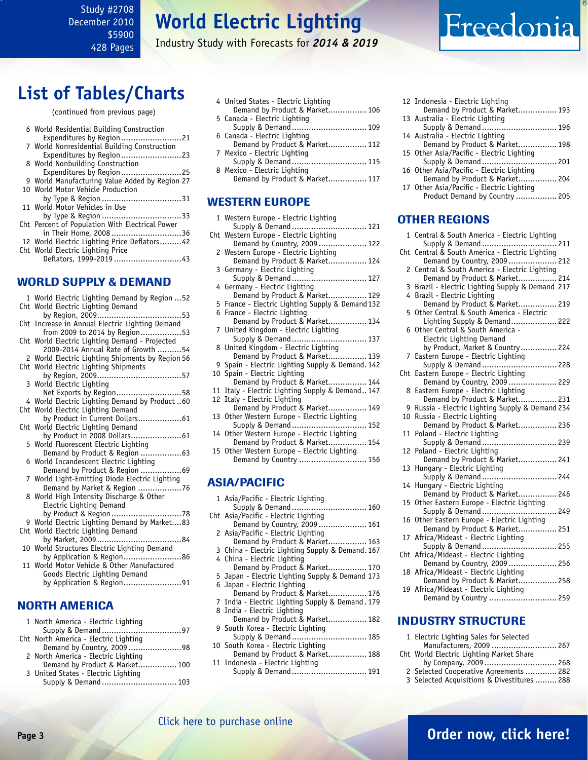Study #2708
December 2010
$5900
428 Pages

# World Electric Lighting

Industry Study with Forecasts for ***2014 & 2019***

## List of Tables/Charts

(continued from previous page)

6 World Residential Building Construction Expenditures by Region .......................21
7 World Nonresidential Building Construction Expenditures by Region .......................23
8 World Nonbuilding Construction Expenditures by Region .......................25
9 World Manufacturing Value Added by Region 27
10 World Motor Vehicle Production by Type & Region .......................31
11 World Motor Vehicles in Use by Type & Region .......................33
Cht Percent of Population With Electrical Power in Their Home, 2008 .......................36
12 World Electric Lighting Price Deflators.........42
Cht World Electric Lighting Price Deflators, 1999-2019 .......................43

### WORLD SUPPLY & DEMAND

1 World Electric Lighting Demand by Region ...52
Cht World Electric Lighting Demand by Region, 2009.......................53
Cht Increase in Annual Electric Lighting Demand from 2009 to 2014 by Region.......................53
Cht World Electric Lighting Demand - Projected 2009-2014 Annual Rate of Growth ..........54
2 World Electric Lighting Shipments by Region 56
Cht World Electric Lighting Shipments by Region, 2009.......................57
3 World Electric Lighting Net Exports by Region.......................58
4 World Electric Lighting Demand by Product ..60
Cht World Electric Lighting Demand by Product in Current Dollars.......................61
Cht World Electric Lighting Demand by Product in 2008 Dollars.......................61
5 World Fluorescent Electric Lighting Demand by Product & Region .......................63
6 World Incandescent Electric Lighting Demand by Product & Region .......................69
7 World Light-Emitting Diode Electric Lighting Demand by Market & Region .......................76
8 World High Intensity Discharge & Other Electric Lighting Demand by Product & Region.......................78
9 World Electric Lighting Demand by Market....83
Cht World Electric Lighting Demand by Market, 2009.......................84
10 World Structures Electric Lighting Demand by Application & Region.......................86
11 World Motor Vehicle & Other Manufactured Goods Electric Lighting Demand by Application & Region.......................91

### NORTH AMERICA

1 North America - Electric Lighting Supply & Demand.......................97
Cht North America - Electric Lighting Demand by Country, 2009 .......................98
2 North America - Electric Lighting Demand by Product & Market.......................100
3 United States - Electric Lighting Supply & Demand.......................103
4 United States - Electric Lighting Demand by Product & Market.......................106
5 Canada - Electric Lighting Supply & Demand.......................109
6 Canada - Electric Lighting Demand by Product & Market.......................112
7 Mexico - Electric Lighting Supply & Demand.......................115
8 Mexico - Electric Lighting Demand by Product & Market.......................117

### WESTERN EUROPE

1 Western Europe - Electric Lighting Supply & Demand.......................121
Cht Western Europe - Electric Lighting Demand by Country, 2009.......................122
2 Western Europe - Electric Lighting Demand by Product & Market.......................124
3 Germany - Electric Lighting Supply & Demand.......................127
4 Germany - Electric Lighting Demand by Product & Market.......................129
5 France - Electric Lighting Supply & Demand 132
6 France - Electric Lighting Demand by Product & Market.......................134
7 United Kingdom - Electric Lighting Supply & Demand.......................137
8 United Kingdom - Electric Lighting Demand by Product & Market.......................139
9 Spain - Electric Lighting Supply & Demand. 142
10 Spain - Electric Lighting Demand by Product & Market.......................144
11 Italy - Electric Lighting Supply & Demand.. 147
12 Italy - Electric Lighting Demand by Product & Market.......................149
13 Other Western Europe - Electric Lighting Supply & Demand.......................152
14 Other Western Europe - Electric Lighting Demand by Product & Market.......................154
15 Other Western Europe - Electric Lighting Demand by Country.......................156

### ASIA/PACIFIC

1 Asia/Pacific - Electric Lighting Supply & Demand.......................160
Cht Asia/Pacific - Electric Lighting Demand by Country, 2009.......................161
2 Asia/Pacific - Electric Lighting Demand by Product & Market.......................163
3 China - Electric Lighting Supply & Demand. 167
4 China - Electric Lighting Demand by Product & Market.......................170
5 Japan - Electric Lighting Supply & Demand 173
6 Japan - Electric Lighting Demand by Product & Market.......................176
7 India - Electric Lighting Supply & Demand . 179
8 India - Electric Lighting Demand by Product & Market.......................182
9 South Korea - Electric Lighting Supply & Demand.......................185
10 South Korea - Electric Lighting Demand by Product & Market.......................188
11 Indonesia - Electric Lighting Supply & Demand.......................191
12 Indonesia - Electric Lighting Demand by Product & Market.......................193
13 Australia - Electric Lighting Supply & Demand.......................196
14 Australia - Electric Lighting Demand by Product & Market.......................198
15 Other Asia/Pacific - Electric Lighting Supply & Demand.......................201
16 Other Asia/Pacific - Electric Lighting Demand by Product & Market.......................204
17 Other Asia/Pacific - Electric Lighting Product Demand by Country.......................205

### OTHER REGIONS

1 Central & South America - Electric Lighting Supply & Demand.......................211
Cht Central & South America - Electric Lighting Demand by Country, 2009.......................212
2 Central & South America - Electric Lighting Demand by Product & Market.......................214
3 Brazil - Electric Lighting Supply & Demand 217
4 Brazil - Electric Lighting Demand by Product & Market.......................219
5 Other Central & South America - Electric Lighting Supply & Demand.......................222
6 Other Central & South America - Electric Lighting Demand by Product, Market & Country.......................224
7 Eastern Europe - Electric Lighting Supply & Demand.......................228
Cht Eastern Europe - Electric Lighting Demand by Country, 2009.......................229
8 Eastern Europe - Electric Lighting Demand by Product & Market.......................231
9 Russia - Electric Lighting Supply & Demand 234
10 Russia - Electric Lighting Demand by Product & Market.......................236
11 Poland - Electric Lighting Supply & Demand.......................239
12 Poland - Electric Lighting Demand by Product & Market.......................241
13 Hungary - Electric Lighting Supply & Demand.......................244
14 Hungary - Electric Lighting Demand by Product & Market.......................246
15 Other Eastern Europe - Electric Lighting Supply & Demand.......................249
16 Other Eastern Europe - Electric Lighting Demand by Product & Market.......................251
17 Africa/Mideast - Electric Lighting Supply & Demand.......................255
Cht Africa/Mideast - Electric Lighting Demand by Country, 2009.......................256
18 Africa/Mideast - Electric Lighting Demand by Product & Market.......................258
19 Africa/Mideast - Electric Lighting Demand by Country.......................259

### INDUSTRY STRUCTURE

1 Electric Lighting Sales for Selected Manufacturers, 2009.......................267
Cht World Electric Lighting Market Share by Company, 2009.......................268
2 Selected Cooperative Agreements .............282
3 Selected Acquisitions & Divestitures .........288

Click here to purchase online

Order now, click here!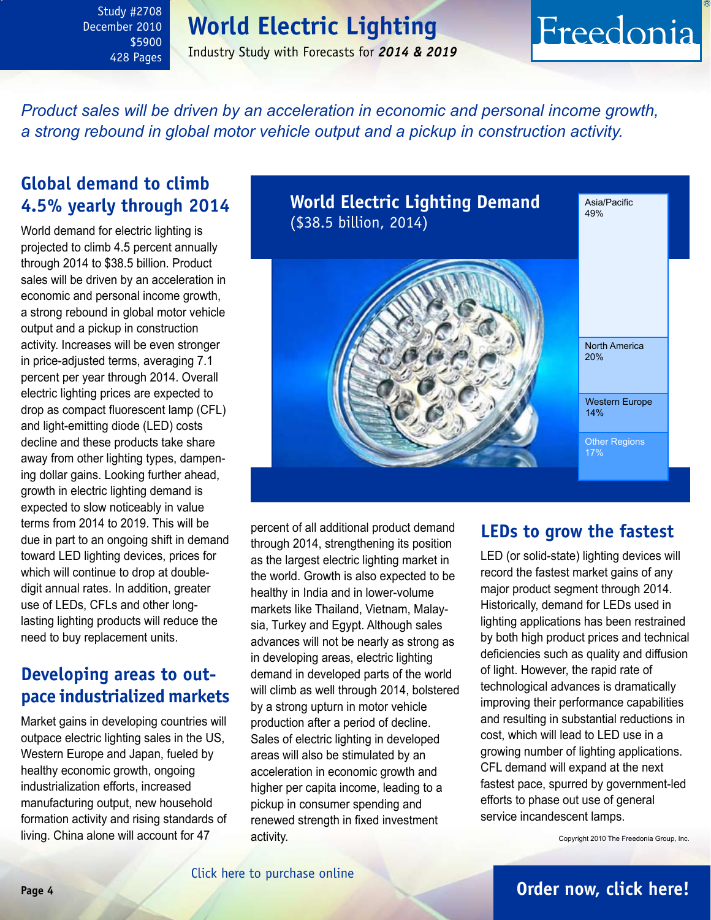Study #2708
December 2010
$5900
428 Pages

# World Electric Lighting

Industry Study with Forecasts for ***2014 & 2019***

*Product sales will be driven by an acceleration in economic and personal income growth, a strong rebound in global motor vehicle output and a pickup in construction activity.*

## Global demand to climb 4.5% yearly through 2014

World demand for electric lighting is projected to climb 4.5 percent annually through 2014 to $38.5 billion. Product sales will be driven by an acceleration in economic and personal income growth, a strong rebound in global motor vehicle output and a pickup in construction activity. Increases will be even stronger in price-adjusted terms, averaging 7.1 percent per year through 2014. Overall electric lighting prices are expected to drop as compact fluorescent lamp (CFL) and light-emitting diode (LED) costs decline and these products take share away from other lighting types, dampening dollar gains. Looking further ahead, growth in electric lighting demand is expected to slow noticeably in value terms from 2014 to 2019. This will be due in part to an ongoing shift in demand toward LED lighting devices, prices for which will continue to drop at double-digit annual rates. In addition, greater use of LEDs, CFLs and other long-lasting lighting products will reduce the need to buy replacement units.

**World Electric Lighting Demand**
($38.5 billion, 2014)

| Region | Share |
|---|---|
| Asia/Pacific | 49% |
| North America | 20% |
| Western Europe | 14% |
| Other Regions | 17% |

## Developing areas to outpace industrialized markets

Market gains in developing countries will outpace electric lighting sales in the US, Western Europe and Japan, fueled by healthy economic growth, ongoing industrialization efforts, increased manufacturing output, new household formation activity and rising standards of living. China alone will account for 47 percent of all additional product demand through 2014, strengthening its position as the largest electric lighting market in the world. Growth is also expected to be healthy in India and in lower-volume markets like Thailand, Vietnam, Malaysia, Turkey and Egypt. Although sales advances will not be nearly as strong as in developing areas, electric lighting demand in developed parts of the world will climb as well through 2014, bolstered by a strong upturn in motor vehicle production after a period of decline. Sales of electric lighting in developed areas will also be stimulated by an acceleration in economic growth and higher per capita income, leading to a pickup in consumer spending and renewed strength in fixed investment activity.

## LEDs to grow the fastest

LED (or solid-state) lighting devices will record the fastest market gains of any major product segment through 2014. Historically, demand for LEDs used in lighting applications has been restrained by both high product prices and technical deficiencies such as quality and diffusion of light. However, the rapid rate of technological advances is dramatically improving their performance capabilities and resulting in substantial reductions in cost, which will lead to LED use in a growing number of lighting applications. CFL demand will expand at the next fastest pace, spurred by government-led efforts to phase out use of general service incandescent lamps.

Copyright 2010 The Freedonia Group, Inc.

Click here to purchase online

**Order now, click here!**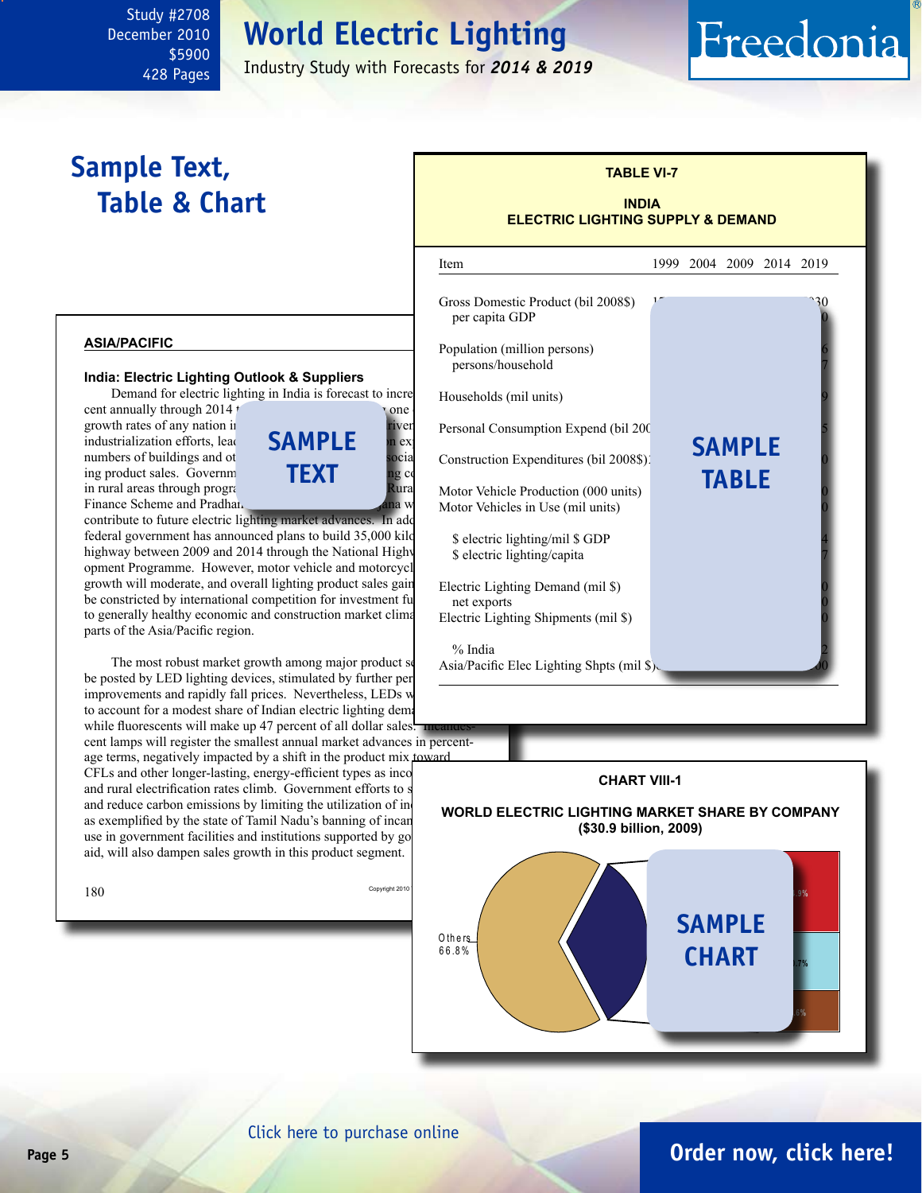Study #2708
December 2010
$5900
428 Pages

# World Electric Lighting

Industry Study with Forecasts for ***2014 & 2019***

Freedonia

## Sample Text, Table & Chart

### ASIA/PACIFIC

#### India: Electric Lighting Outlook & Suppliers

Demand for electric lighting in India is forecast to incre cent annually through 2014 t one growth rates of any nation i river industrialization efforts, lead n ex numbers of buildings and ot socia ing product sales. Governm ng c in rural areas through progra Rura Finance Scheme and Pradhan ana w contribute to future electric lighting market advances. In add federal government has announced plans to build 35,000 kilo highway between 2009 and 2014 through the National Highw opment Programme. However, motor vehicle and motorcycl growth will moderate, and overall lighting product sales gain be constricted by international competition for investment fu to generally healthy economic and construction market clima parts of the Asia/Pacific region.

The most robust market growth among major product se be posted by LED lighting devices, stimulated by further per improvements and rapidly fall prices. Nevertheless, LEDs w to account for a modest share of Indian electric lighting dema while fluorescents will make up 47 percent of all dollar sales. Incandes-cent lamps will register the smallest annual market advances in percent-age terms, negatively impacted by a shift in the product mix toward CFLs and other longer-lasting, energy-efficient types as inco and rural electrification rates climb. Government efforts to s and reduce carbon emissions by limiting the utilization of in as exemplified by the state of Tamil Nadu's banning of incan use in government facilities and institutions supported by go aid, will also dampen sales growth in this product segment.

SAMPLE TEXT

180 Copyright 2010

**TABLE VI-7**

**INDIA**
**ELECTRIC LIGHTING SUPPLY & DEMAND**

| Item | 1999 | 2004 | 2009 | 2014 | 2019 |
|---|---|---|---|---|---|
| Gross Domestic Product (bil 2008$) | | | | | |
| per capita GDP | | | | | |
| Population (million persons) | | | | | |
| persons/household | | | | | |
| Households (mil units) | | | | | |
| Personal Consumption Expend (bil 200 | | | | | |
| Construction Expenditures (bil 2008$) | | | | | |
| Motor Vehicle Production (000 units) | | | | | |
| Motor Vehicles in Use (mil units) | | | | | |
| $ electric lighting/mil $ GDP | | | | | |
| $ electric lighting/capita | | | | | |
| Electric Lighting Demand (mil $) | | | | | |
| net exports | | | | | |
| Electric Lighting Shipments (mil $) | | | | | |
| % India | | | | | |
| Asia/Pacific Elec Lighting Shpts (mil $) | | | | | |

SAMPLE TABLE

**CHART VIII-1**

**WORLD ELECTRIC LIGHTING MARKET SHARE BY COMPANY**
**($30.9 billion, 2009)**

Others 66.8%

SAMPLE CHART

Click here to purchase online

**Order now, click here!**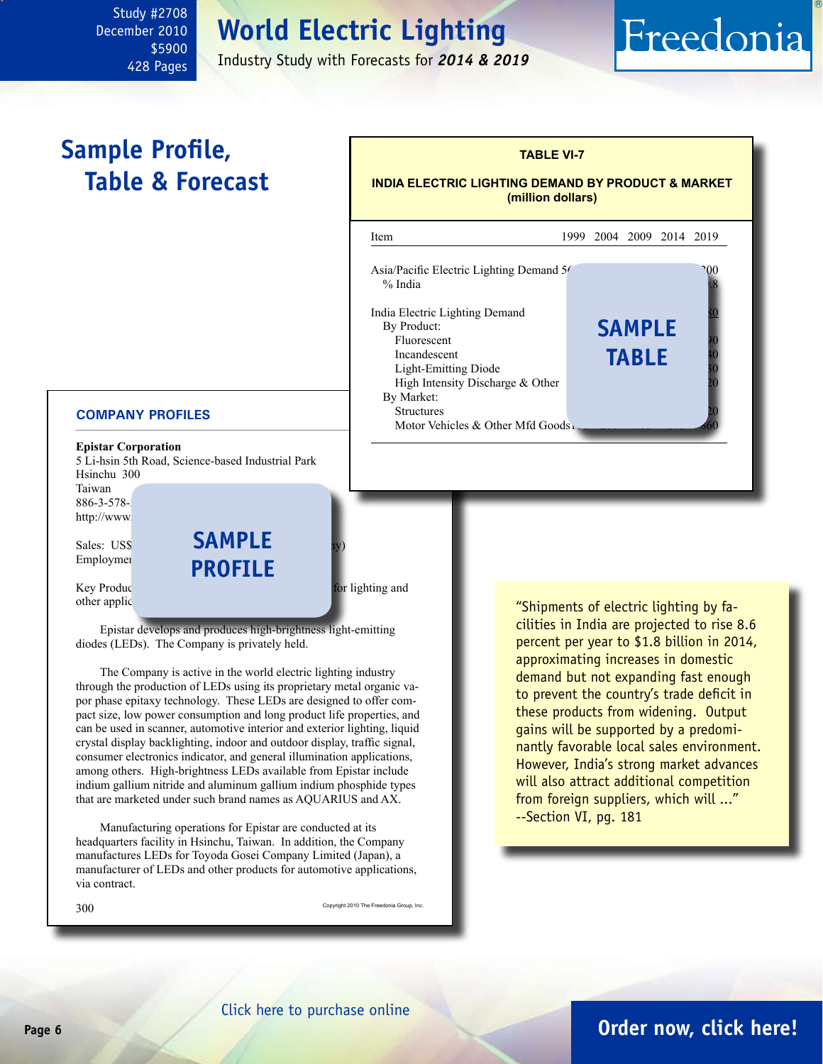Study #2708
December 2010
$5900
428 Pages

# World Electric Lighting

Industry Study with Forecasts for ***2014 & 2019***

## Sample Profile, Table & Forecast

**TABLE VI-7**

**INDIA ELECTRIC LIGHTING DEMAND BY PRODUCT & MARKET (million dollars)**

| Item | 1999 | 2004 | 2009 | 2014 | 2019 |
|---|---|---|---|---|---|
| Asia/Pacific Electric Lighting Demand | 5( | | | | 00 |
| % India | | | | | .8 |
| India Electric Lighting Demand | | | | | 30 |
| By Product: | | | | | |
| Fluorescent | | | | | )0 |
| Incandescent | | | | | 10 |
| Light-Emitting Diode | | | | | 30 |
| High Intensity Discharge & Other | | | | | 20 |
| By Market: | | | | | |
| Structures | | | | | 20 |
| Motor Vehicles & Other Mfd Goods | | | | | 660 |

SAMPLE TABLE

### COMPANY PROFILES

**Epistar Corporation**
5 Li-hsin 5th Road, Science-based Industrial Park
Hsinchu 300
Taiwan
886-3-578-
http://www.

Sales: US$ ... y)
Employmen

Key Produc ... for lighting and other applic

SAMPLE PROFILE

Epistar develops and produces high-brightness light-emitting diodes (LEDs). The Company is privately held.

The Company is active in the world electric lighting industry through the production of LEDs using its proprietary metal organic vapor phase epitaxy technology. These LEDs are designed to offer compact size, low power consumption and long product life properties, and can be used in scanner, automotive interior and exterior lighting, liquid crystal display backlighting, indoor and outdoor display, traffic signal, consumer electronics indicator, and general illumination applications, among others. High-brightness LEDs available from Epistar include indium gallium nitride and aluminum gallium indium phosphide types that are marketed under such brand names as AQUARIUS and AX.

Manufacturing operations for Epistar are conducted at its headquarters facility in Hsinchu, Taiwan. In addition, the Company manufactures LEDs for Toyoda Gosei Company Limited (Japan), a manufacturer of LEDs and other products for automotive applications, via contract.

300 — Copyright 2010 The Freedonia Group, Inc.

"Shipments of electric lighting by facilities in India are projected to rise 8.6 percent per year to $1.8 billion in 2014, approximating increases in domestic demand but not expanding fast enough to prevent the country's trade deficit in these products from widening. Output gains will be supported by a predominantly favorable local sales environment. However, India's strong market advances will also attract additional competition from foreign suppliers, which will ..."
--Section VI, pg. 181

Click here to purchase online

**Order now, click here!**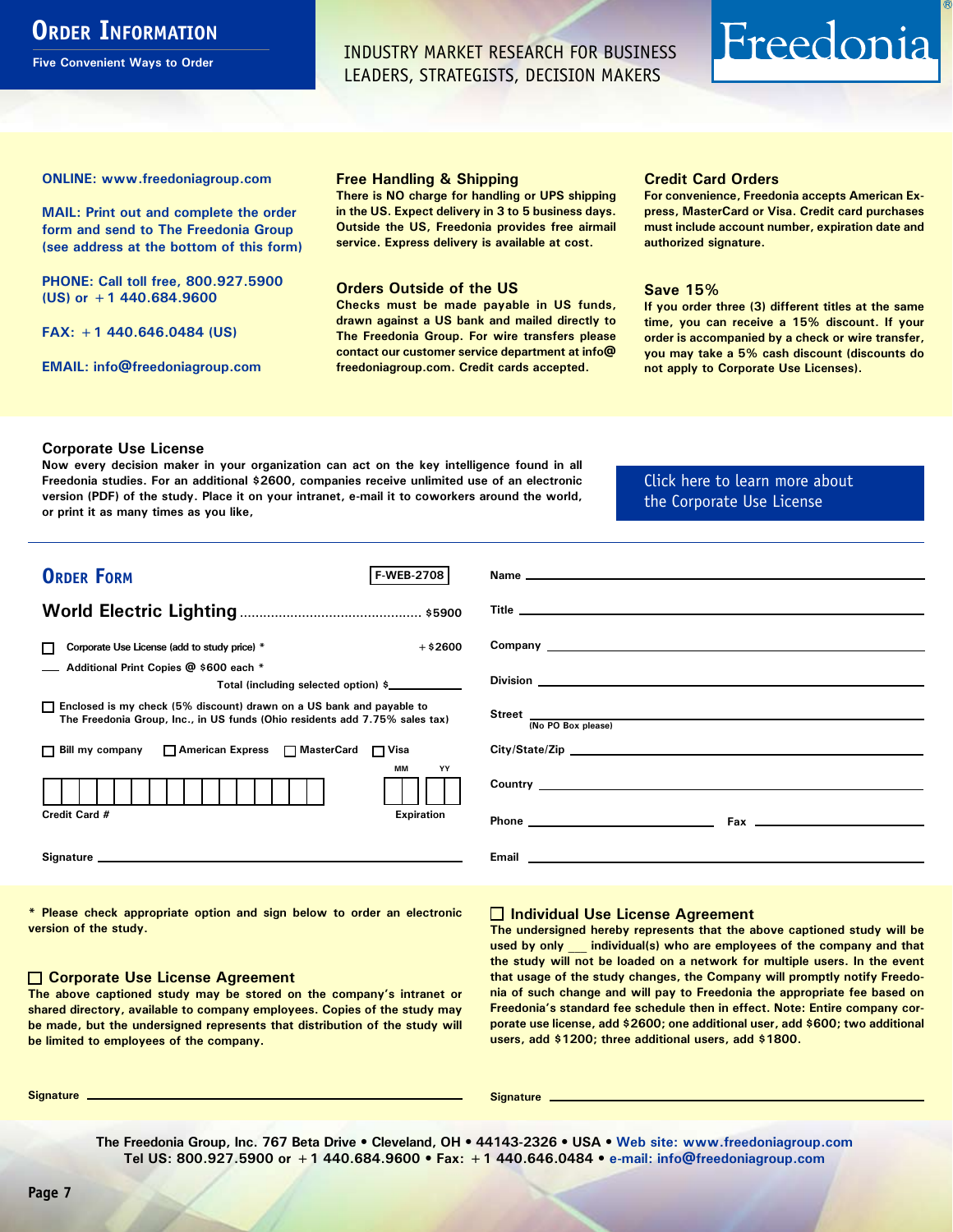# Order Information

**Five Convenient Ways to Order**

INDUSTRY MARKET RESEARCH FOR BUSINESS LEADERS, STRATEGISTS, DECISION MAKERS

Freedonia®

**ONLINE: www.freedoniagroup.com**

**MAIL: Print out and complete the order form and send to The Freedonia Group (see address at the bottom of this form)**

**PHONE: Call toll free, 800.927.5900 (US) or +1 440.684.9600**

**FAX: +1 440.646.0484 (US)**

**EMAIL: info@freedoniagroup.com**

### Free Handling & Shipping

There is NO charge for handling or UPS shipping in the US. Expect delivery in 3 to 5 business days. Outside the US, Freedonia provides free airmail service. Express delivery is available at cost.

### Orders Outside of the US

Checks must be made payable in US funds, drawn against a US bank and mailed directly to The Freedonia Group. For wire transfers please contact our customer service department at info@freedoniagroup.com. Credit cards accepted.

### Credit Card Orders

For convenience, Freedonia accepts American Express, MasterCard or Visa. Credit card purchases must include account number, expiration date and authorized signature.

### Save 15%

If you order three (3) different titles at the same time, you can receive a 15% discount. If your order is accompanied by a check or wire transfer, you may take a 5% cash discount (discounts do not apply to Corporate Use Licenses).

### Corporate Use License

Now every decision maker in your organization can act on the key intelligence found in all Freedonia studies. For an additional $2600, companies receive unlimited use of an electronic version (PDF) of the study. Place it on your intranet, e-mail it to coworkers around the world, or print it as many times as you like,

Click here to learn more about the Corporate Use License

## Order Form

F-WEB-2708

**World Electric Lighting** .............................................. $5900

☐ Corporate Use License (add to study price) * .................. +$2600

___ Additional Print Copies @ $600 each *

Total (including selected option) $__________

☐ Enclosed is my check (5% discount) drawn on a US bank and payable to The Freedonia Group, Inc., in US funds (Ohio residents add 7.75% sales tax)

☐ Bill my company ☐ American Express ☐ MasterCard ☐ Visa

Credit Card # ________________ Expiration MM YY

Signature ____________________

Name ____________________

Title ____________________

Company ____________________

Division ____________________

Street ____________________ (No PO Box please)

City/State/Zip ____________________

Country ____________________

Phone ____________________ Fax ____________________

Email ____________________

\* Please check appropriate option and sign below to order an electronic version of the study.

### ☐ Corporate Use License Agreement

The above captioned study may be stored on the company's intranet or shared directory, available to company employees. Copies of the study may be made, but the undersigned represents that distribution of the study will be limited to employees of the company.

Signature ____________________

### ☐ Individual Use License Agreement

The undersigned hereby represents that the above captioned study will be used by only ___ individual(s) who are employees of the company and that the study will not be loaded on a network for multiple users. In the event that usage of the study changes, the Company will promptly notify Freedonia of such change and will pay to Freedonia the appropriate fee based on Freedonia's standard fee schedule then in effect. Note: Entire company corporate use license, add $2600; one additional user, add $600; two additional users, add $1200; three additional users, add $1800.

Signature ____________________

The Freedonia Group, Inc. 767 Beta Drive • Cleveland, OH • 44143-2326 • USA • Web site: www.freedoniagroup.com
Tel US: 800.927.5900 or +1 440.684.9600 • Fax: +1 440.646.0484 • e-mail: info@freedoniagroup.com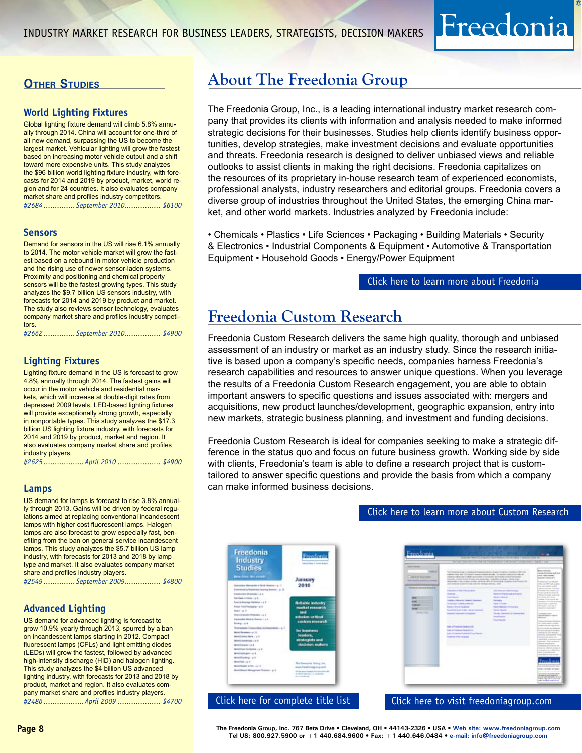# About The Freedonia Group

The Freedonia Group, Inc., is a leading international industry market research company that provides its clients with information and analysis needed to make informed strategic decisions for their businesses. Studies help clients identify business opportunities, develop strategies, make investment decisions and evaluate opportunities and threats. Freedonia research is designed to deliver unbiased views and reliable outlooks to assist clients in making the right decisions. Freedonia capitalizes on the resources of its proprietary in-house research team of experienced economists, professional analysts, industry researchers and editorial groups. Freedonia covers a diverse group of industries throughout the United States, the emerging China market, and other world markets. Industries analyzed by Freedonia include:

• Chemicals • Plastics • Life Sciences • Packaging • Building Materials • Security & Electronics • Industrial Components & Equipment • Automotive & Transportation Equipment • Household Goods • Energy/Power Equipment

Click here to learn more about Freedonia

# Freedonia Custom Research

Freedonia Custom Research delivers the same high quality, thorough and unbiased assessment of an industry or market as an industry study. Since the research initiative is based upon a company's specific needs, companies harness Freedonia's research capabilities and resources to answer unique questions. When you leverage the results of a Freedonia Custom Research engagement, you are able to obtain important answers to specific questions and issues associated with: mergers and acquisitions, new product launches/development, geographic expansion, entry into new markets, strategic business planning, and investment and funding decisions.

Freedonia Custom Research is ideal for companies seeking to make a strategic difference in the status quo and focus on future business growth. Working side by side with clients, Freedonia's team is able to define a research project that is custom-tailored to answer specific questions and provide the basis from which a company can make informed business decisions.

Click here to learn more about Custom Research

Click here for complete title list

Click here to visit freedoniagroup.com

## Other Studies

### World Lighting Fixtures

Global lighting fixture demand will climb 5.8% annually through 2014. China will account for one-third of all new demand, surpassing the US to become the largest market. Vehicular lighting will grow the fastest based on increasing motor vehicle output and a shift toward more expensive units. This study analyzes the $96 billion world lighting fixture industry, with forecasts for 2014 and 2019 by product, market, world region and for 24 countries. It also evaluates company market share and profiles industry competitors.

*#2684 .............. September 2010................ $6100*

### Sensors

Demand for sensors in the US will rise 6.1% annually to 2014. The motor vehicle market will grow the fastest based on a rebound in motor vehicle production and the rising use of newer sensor-laden systems. Proximity and positioning and chemical property sensors will be the fastest growing types. This study analyzes the $9.7 billion US sensors industry, with forecasts for 2014 and 2019 by product and market. The study also reviews sensor technology, evaluates company market share and profiles industry competitors.

*#2662 .............. September 2010................ $4900*

### Lighting Fixtures

Lighting fixture demand in the US is forecast to grow 4.8% annually through 2014. The fastest gains will occur in the motor vehicle and residential markets, which will increase at double-digit rates from depressed 2009 levels. LED-based lighting fixtures will provide exceptionally strong growth, especially in nonportable types. This study analyzes the $17.3 billion US lighting fixture industry, with forecasts for 2014 and 2019 by product, market and region. It also evaluates company market share and profiles industry players.

*#2625 .................. April 2010 ................... $4900*

### Lamps

US demand for lamps is forecast to rise 3.8% annually through 2013. Gains will be driven by federal regulations aimed at replacing conventional incandescent lamps with higher cost fluorescent lamps. Halogen lamps are also forecast to grow especially fast, benefiting from the ban on general service incandescent lamps. This study analyzes the $5.7 billion US lamp industry, with forecasts for 2013 and 2018 by lamp type and market. It also evaluates company market share and profiles industry players.

*#2549 .............. September 2009................ $4800*

### Advanced Lighting

US demand for advanced lighting is forecast to grow 10.9% yearly through 2013, spurred by a ban on incandescent lamps starting in 2012. Compact fluorescent lamps (CFLs) and light emitting diodes (LEDs) will grow the fastest, followed by advanced high-intensity discharge (HID) and halogen lighting. This study analyzes the $4 billion US advanced lighting industry, with forecasts for 2013 and 2018 by product, market and region. It also evaluates company market share and profiles industry players.

*#2486 .................. April 2009 ................... $4700*

**The Freedonia Group, Inc. 767 Beta Drive • Cleveland, OH • 44143-2326 • USA • Web site: www.freedoniagroup.com**
**Tel US: 800.927.5900 or +1 440.684.9600 • Fax: +1 440.646.0484 • e-mail: info@freedoniagroup.com**